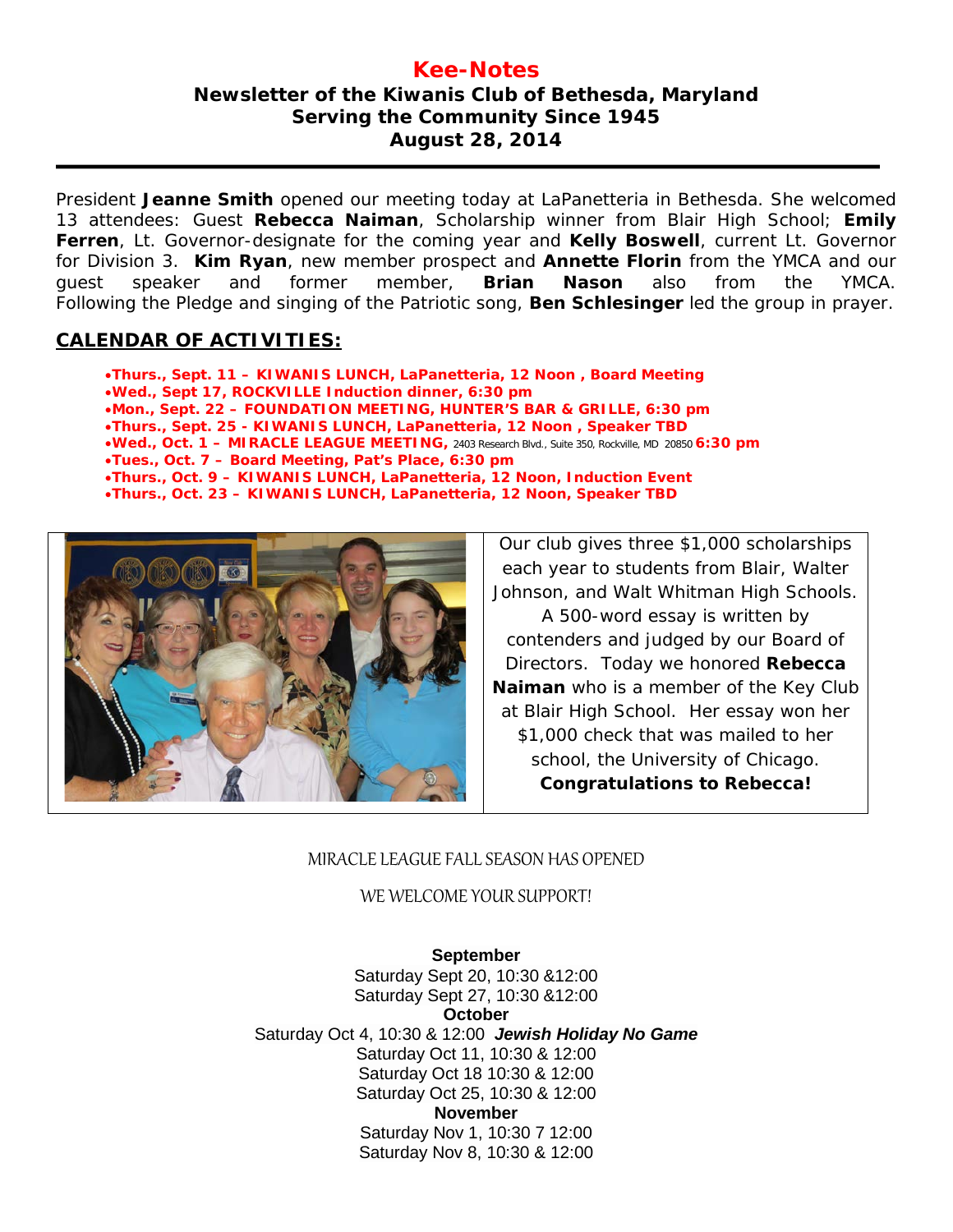# Kee-Notes

## Newsletter of the Kiwanis Club of Bethesda, Maryland
## Serving the Community Since 1945
## August 28, 2014

President **Jeanne Smith** opened our meeting today at LaPanetteria in Bethesda. She welcomed 13 attendees: Guest **Rebecca Naiman**, Scholarship winner from Blair High School; **Emily Ferren**, Lt. Governor-designate for the coming year and **Kelly Boswell**, current Lt. Governor for Division 3. **Kim Ryan**, new member prospect and **Annette Florin** from the YMCA and our guest speaker and former member, **Brian Nason** also from the YMCA. Following the Pledge and singing of the Patriotic song, **Ben Schlesinger** led the group in prayer.

## CALENDAR OF ACTIVITIES:

- **Thurs., Sept. 11 – KIWANIS LUNCH, LaPanetteria, 12 Noon , Board Meeting**
- **Wed., Sept 17, ROCKVILLE Induction dinner, 6:30 pm**
- **Mon., Sept. 22 – FOUNDATION MEETING, HUNTER'S BAR & GRILLE, 6:30 pm**
- **Thurs., Sept. 25 - KIWANIS LUNCH, LaPanetteria, 12 Noon , Speaker TBD**
- **Wed., Oct. 1 – MIRACLE LEAGUE MEETING,** 2403 Research Blvd., Suite 350, Rockville, MD 20850 **6:30 pm**
- **Tues., Oct. 7 – Board Meeting, Pat's Place, 6:30 pm**
- **Thurs., Oct. 9 – KIWANIS LUNCH, LaPanetteria, 12 Noon, Induction Event**
- **Thurs., Oct. 23 – KIWANIS LUNCH, LaPanetteria, 12 Noon, Speaker TBD**

Our club gives three $1,000 scholarships each year to students from Blair, Walter Johnson, and Walt Whitman High Schools. A 500-word essay is written by contenders and judged by our Board of Directors. Today we honored **Rebecca Naiman** who is a member of the Key Club at Blair High School. Her essay won her $1,000 check that was mailed to her school, the University of Chicago. **Congratulations to Rebecca!**

MIRACLE LEAGUE FALL SEASON HAS OPENED

WE WELCOME YOUR SUPPORT!

**September**

Saturday Sept 20, 10:30 &12:00

Saturday Sept 27, 10:30 &12:00

**October**

Saturday Oct 4, 10:30 & 12:00 ***Jewish Holiday No Game***

Saturday Oct 11, 10:30 & 12:00

Saturday Oct 18 10:30 & 12:00

Saturday Oct 25, 10:30 & 12:00

**November**

Saturday Nov 1, 10:30 7 12:00

Saturday Nov 8, 10:30 & 12:00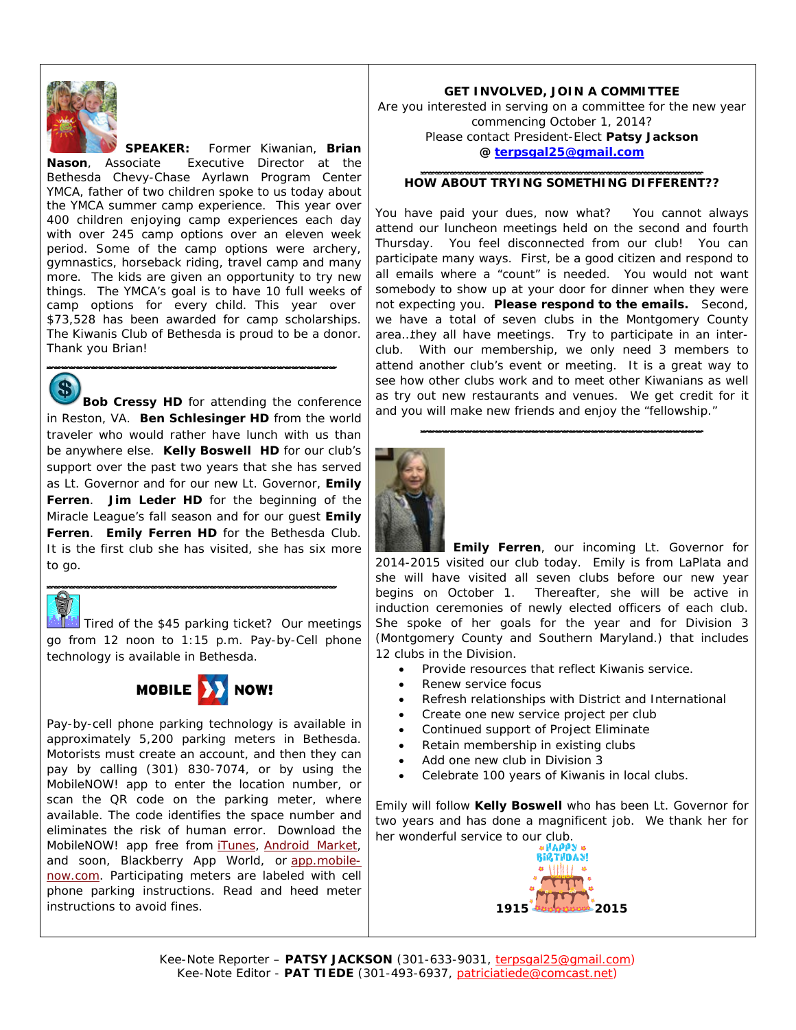**SPEAKER:** Former Kiwanian, **Brian Nason**, Associate Executive Director at the Bethesda Chevy-Chase Ayrlawn Program Center YMCA, father of two children spoke to us today about the YMCA summer camp experience. This year over 400 children enjoying camp experiences each day with over 245 camp options over an eleven week period. Some of the camp options were archery, gymnastics, horseback riding, travel camp and many more. The kids are given an opportunity to try new things. The YMCA's goal is to have 10 full weeks of camp options for every child. This year over $73,528 has been awarded for camp scholarships. The Kiwanis Club of Bethesda is proud to be a donor. Thank you Brian!

---

**Bob Cressy HD** for attending the conference in Reston, VA. **Ben Schlesinger HD** from the world traveler who would rather have lunch with us than be anywhere else. **Kelly Boswell HD** for our club's support over the past two years that she has served as Lt. Governor and for our new Lt. Governor, **Emily Ferren**. **Jim Leder HD** for the beginning of the Miracle League's fall season and for our guest **Emily Ferren**. **Emily Ferren HD** for the Bethesda Club. It is the first club she has visited, she has six more to go.

---

Tired of the $45 parking ticket? Our meetings go from 12 noon to 1:15 p.m. Pay-by-Cell phone technology is available in Bethesda.

**MOBILE NOW!**

Pay-by-cell phone parking technology is available in approximately 5,200 parking meters in Bethesda. Motorists must create an account, and then they can pay by calling (301) 830-7074, or by using the MobileNOW! app to enter the location number, or scan the QR code on the parking meter, where available. The code identifies the space number and eliminates the risk of human error. Download the MobileNOW! app free from iTunes, Android Market, and soon, Blackberry App World, or app.mobile-now.com. Participating meters are labeled with cell phone parking instructions. Read and heed meter instructions to avoid fines.

## GET INVOLVED, JOIN A COMMITTEE

Are you interested in serving on a committee for the new year commencing October 1, 2014?
Please contact President-Elect **Patsy Jackson**
**@ terpsgal25@gmail.com**

---

## HOW ABOUT TRYING SOMETHING DIFFERENT??

You have paid your dues, now what? You cannot always attend our luncheon meetings held on the second and fourth Thursday. You feel disconnected from our club! You can participate many ways. First, be a good citizen and respond to all emails where a "count" is needed. You would not want somebody to show up at your door for dinner when they were not expecting you. **Please respond to the emails.** Second, we have a total of seven clubs in the Montgomery County area…they all have meetings. Try to participate in an inter-club. With our membership, we only need 3 members to attend another club's event or meeting. It is a great way to see how other clubs work and to meet other Kiwanians as well as try out new restaurants and venues. We get credit for it and you will make new friends and enjoy the "fellowship."

---

**Emily Ferren**, our incoming Lt. Governor for 2014-2015 visited our club today. Emily is from LaPlata and she will have visited all seven clubs before our new year begins on October 1. Thereafter, she will be active in induction ceremonies of newly elected officers of each club. She spoke of her goals for the year and for Division 3 (Montgomery County and Southern Maryland.) that includes 12 clubs in the Division.

- Provide resources that reflect Kiwanis service.
- Renew service focus
- Refresh relationships with District and International
- Create one new service project per club
- Continued support of Project Eliminate
- Retain membership in existing clubs
- Add one new club in Division 3
- Celebrate 100 years of Kiwanis in local clubs.

Emily will follow **Kelly Boswell** who has been Lt. Governor for two years and has done a magnificent job. We thank her for her wonderful service to our club.

HAPPY BIRTHDAY!
1915 2015

Kee-Note Reporter – **PATSY JACKSON** (301-633-9031, terpsgal25@gmail.com)
Kee-Note Editor - **PAT TIEDE** (301-493-6937, patriciatiede@comcast.net)